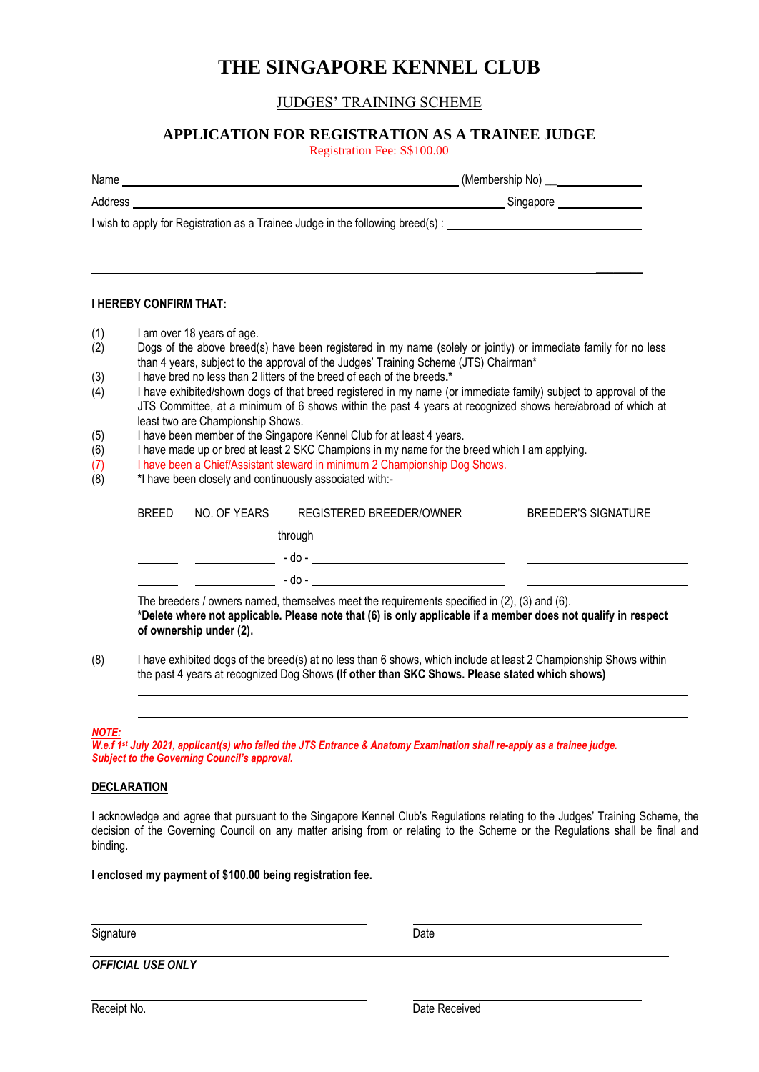# THE SINGAPORE KENNEL CLUB

## JUDGES' TRAINING SCHEME

### APPLICATION FOR REGISTRATION AS A TRAINEE JUDGE

Registration Fee: S$100.00

Name ______________________________________________ (Membership No) ______________

Address ____________________________________________ Singapore ______________

I wish to apply for Registration as a Trainee Judge in the following breed(s) : ______________________________

______________________________________________________________________________

______________________________________________________________________________

**I HEREBY CONFIRM THAT:**

(1) I am over 18 years of age.

(2) Dogs of the above breed(s) have been registered in my name (solely or jointly) or immediate family for no less than 4 years, subject to the approval of the Judges' Training Scheme (JTS) Chairman*

(3) I have bred no less than 2 litters of the breed of each of the breeds.**\***

(4) I have exhibited/shown dogs of that breed registered in my name (or immediate family) subject to approval of the JTS Committee, at a minimum of 6 shows within the past 4 years at recognized shows here/abroad of which at least two are Championship Shows.

(5) I have been member of the Singapore Kennel Club for at least 4 years.

(6) I have made up or bred at least 2 SKC Champions in my name for the breed which I am applying.

(7) I have been a Chief/Assistant steward in minimum 2 Championship Dog Shows.

(8) **\***I have been closely and continuously associated with:-

| BREED | NO. OF YEARS | REGISTERED BREEDER/OWNER | BREEDER'S SIGNATURE |
|---|---|---|---|
| ______ | __________ | through ____________________ | ____________________ |
| ______ | __________ | - do - ____________________ | ____________________ |
| ______ | __________ | - do - ____________________ | ____________________ |

The breeders / owners named, themselves meet the requirements specified in (2), (3) and (6).
**\*Delete where not applicable. Please note that (6) is only applicable if a member does not qualify in respect of ownership under (2).**

(8) I have exhibited dogs of the breed(s) at no less than 6 shows, which include at least 2 Championship Shows within the past 4 years at recognized Dog Shows **(If other than SKC Shows. Please stated which shows)**

______________________________________________________________________________

______________________________________________________________________________

***NOTE:***
***W.e.f 1st July 2021, applicant(s) who failed the JTS Entrance & Anatomy Examination shall re-apply as a trainee judge. Subject to the Governing Council's approval.***

**DECLARATION**

I acknowledge and agree that pursuant to the Singapore Kennel Club's Regulations relating to the Judges' Training Scheme, the decision of the Governing Council on any matter arising from or relating to the Scheme or the Regulations shall be final and binding.

**I enclosed my payment of $100.00 being registration fee.**

______________________________ ______________________________
Signature Date

***OFFICIAL USE ONLY***

______________________________ ______________________________
Receipt No. Date Received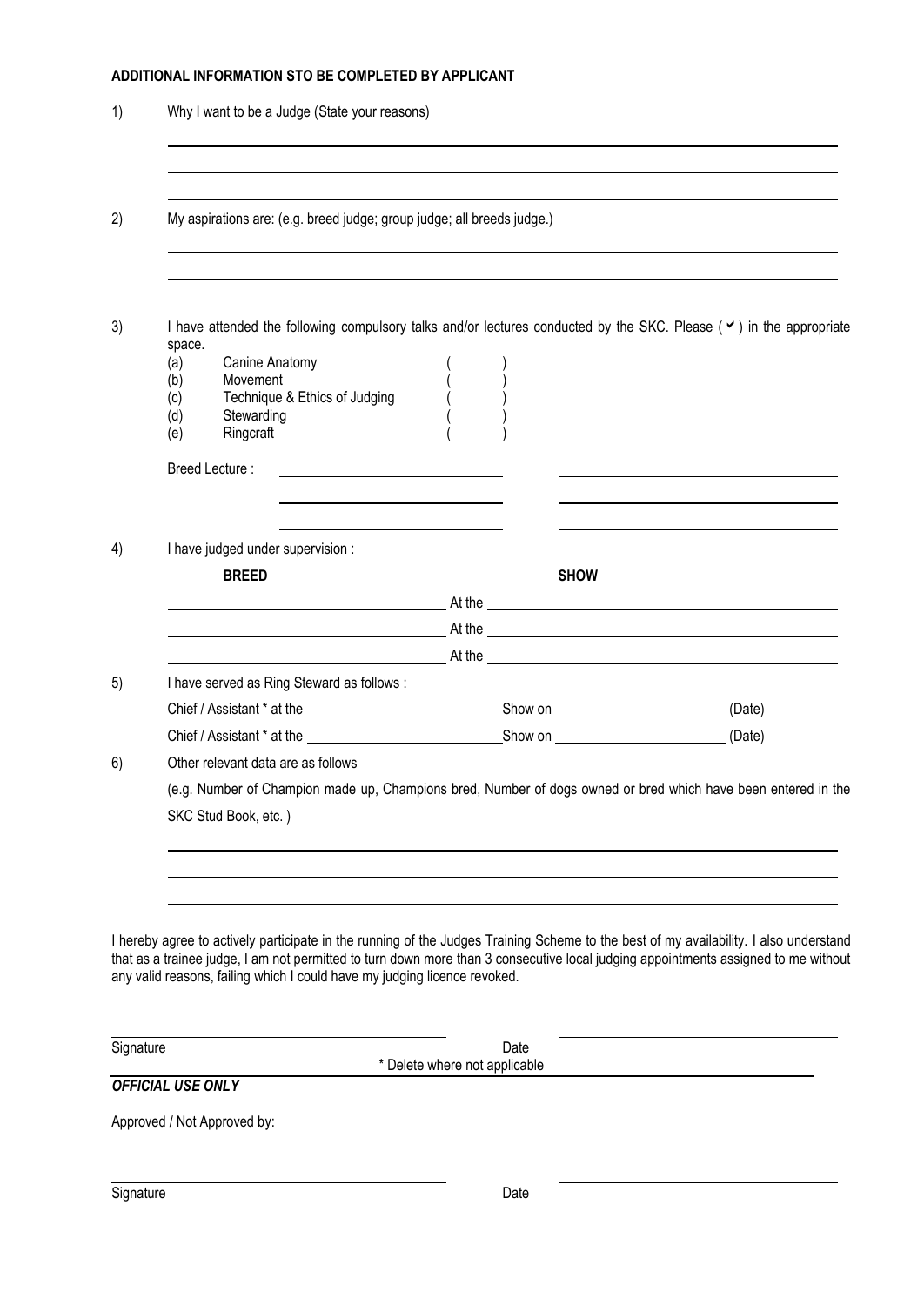**ADDITIONAL INFORMATION STO BE COMPLETED BY APPLICANT**

1) Why I want to be a Judge (State your reasons)

\_\_\_\_\_\_\_\_\_\_\_\_\_\_\_\_\_\_\_\_\_\_\_\_\_\_\_\_\_\_\_\_\_\_\_\_\_\_\_\_\_\_\_\_\_\_\_\_

\_\_\_\_\_\_\_\_\_\_\_\_\_\_\_\_\_\_\_\_\_\_\_\_\_\_\_\_\_\_\_\_\_\_\_\_\_\_\_\_\_\_\_\_\_\_\_\_

\_\_\_\_\_\_\_\_\_\_\_\_\_\_\_\_\_\_\_\_\_\_\_\_\_\_\_\_\_\_\_\_\_\_\_\_\_\_\_\_\_\_\_\_\_\_\_\_

2) My aspirations are: (e.g. breed judge; group judge; all breeds judge.)

\_\_\_\_\_\_\_\_\_\_\_\_\_\_\_\_\_\_\_\_\_\_\_\_\_\_\_\_\_\_\_\_\_\_\_\_\_\_\_\_\_\_\_\_\_\_\_\_

\_\_\_\_\_\_\_\_\_\_\_\_\_\_\_\_\_\_\_\_\_\_\_\_\_\_\_\_\_\_\_\_\_\_\_\_\_\_\_\_\_\_\_\_\_\_\_\_

\_\_\_\_\_\_\_\_\_\_\_\_\_\_\_\_\_\_\_\_\_\_\_\_\_\_\_\_\_\_\_\_\_\_\_\_\_\_\_\_\_\_\_\_\_\_\_\_

3) I have attended the following compulsory talks and/or lectures conducted by the SKC. Please ( ✓ ) in the appropriate space.

(a) Canine Anatomy ( )
(b) Movement ( )
(c) Technique & Ethics of Judging ( )
(d) Stewarding ( )
(e) Ringcraft ( )

Breed Lecture : \_\_\_\_\_\_\_\_\_\_\_\_\_\_\_\_\_\_\_\_ \_\_\_\_\_\_\_\_\_\_\_\_\_\_\_\_\_\_\_\_

\_\_\_\_\_\_\_\_\_\_\_\_\_\_\_\_\_\_\_\_ \_\_\_\_\_\_\_\_\_\_\_\_\_\_\_\_\_\_\_\_

\_\_\_\_\_\_\_\_\_\_\_\_\_\_\_\_\_\_\_\_ \_\_\_\_\_\_\_\_\_\_\_\_\_\_\_\_\_\_\_\_

4) I have judged under supervision :

| BREED | | SHOW |
|---|---|---|
| | At the | |
| | At the | |
| | At the | |

5) I have served as Ring Steward as follows :

Chief / Assistant * at the \_\_\_\_\_\_\_\_\_\_\_\_\_\_\_\_\_\_\_\_ Show on \_\_\_\_\_\_\_\_\_\_\_\_\_\_\_\_\_\_\_\_ (Date)

Chief / Assistant * at the \_\_\_\_\_\_\_\_\_\_\_\_\_\_\_\_\_\_\_\_ Show on \_\_\_\_\_\_\_\_\_\_\_\_\_\_\_\_\_\_\_\_ (Date)

6) Other relevant data are as follows

(e.g. Number of Champion made up, Champions bred, Number of dogs owned or bred which have been entered in the SKC Stud Book, etc. )

\_\_\_\_\_\_\_\_\_\_\_\_\_\_\_\_\_\_\_\_\_\_\_\_\_\_\_\_\_\_\_\_\_\_\_\_\_\_\_\_\_\_\_\_\_\_\_\_

\_\_\_\_\_\_\_\_\_\_\_\_\_\_\_\_\_\_\_\_\_\_\_\_\_\_\_\_\_\_\_\_\_\_\_\_\_\_\_\_\_\_\_\_\_\_\_\_

\_\_\_\_\_\_\_\_\_\_\_\_\_\_\_\_\_\_\_\_\_\_\_\_\_\_\_\_\_\_\_\_\_\_\_\_\_\_\_\_\_\_\_\_\_\_\_\_

I hereby agree to actively participate in the running of the Judges Training Scheme to the best of my availability. I also understand that as a trainee judge, I am not permitted to turn down more than 3 consecutive local judging appointments assigned to me without any valid reasons, failing which I could have my judging licence revoked.

\_\_\_\_\_\_\_\_\_\_\_\_\_\_\_\_\_\_\_\_ \_\_\_\_\_\_\_\_\_\_\_\_\_\_\_\_\_\_\_\_

Signature Date

\* Delete where not applicable

***OFFICIAL USE ONLY***

Approved / Not Approved by:

\_\_\_\_\_\_\_\_\_\_\_\_\_\_\_\_\_\_\_\_ \_\_\_\_\_\_\_\_\_\_\_\_\_\_\_\_\_\_\_\_

Signature Date